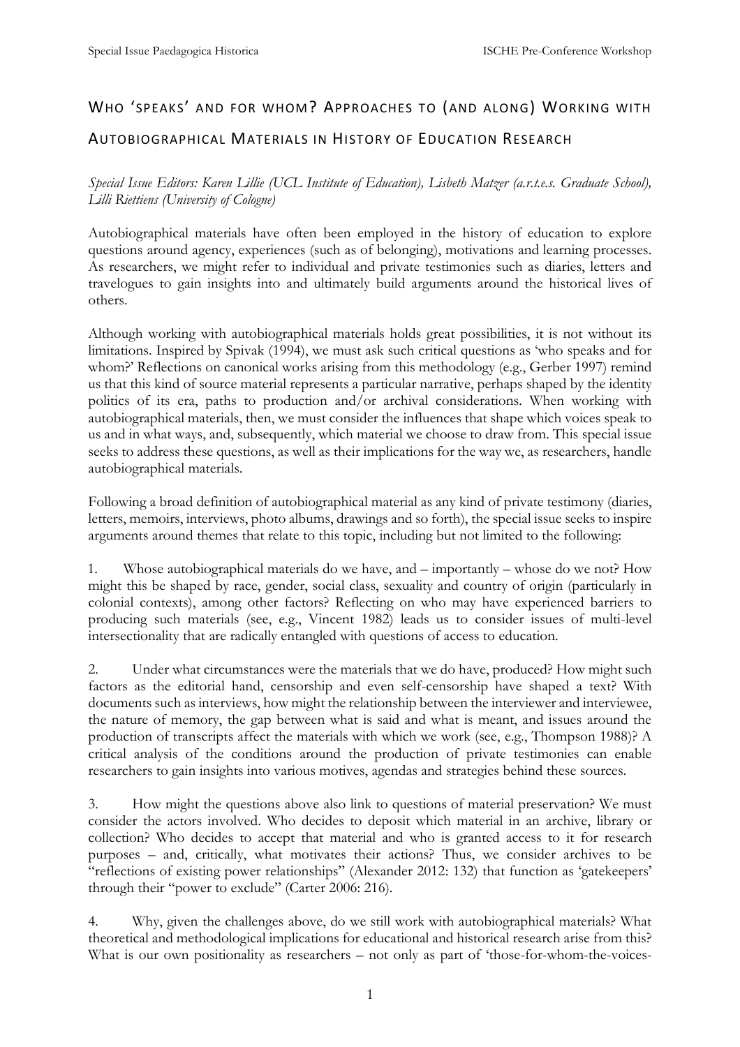# WHO 'SPEAKS' AND FOR WHOM? APPROACHES TO (AND ALONG) WORKING WITH AUTOBIOGRAPHICAL MATERIALS IN HISTORY OF EDUCATION RESEARCH

*Special Issue Editors: Karen Lillie (UCL Institute of Education), Lisbeth Matzer (a.r.t.e.s. Graduate School), Lilli Riettiens (University of Cologne)*

Autobiographical materials have often been employed in the history of education to explore questions around agency, experiences (such as of belonging), motivations and learning processes. As researchers, we might refer to individual and private testimonies such as diaries, letters and travelogues to gain insights into and ultimately build arguments around the historical lives of others.

Although working with autobiographical materials holds great possibilities, it is not without its limitations. Inspired by Spivak (1994), we must ask such critical questions as 'who speaks and for whom?' Reflections on canonical works arising from this methodology (e.g., Gerber 1997) remind us that this kind of source material represents a particular narrative, perhaps shaped by the identity politics of its era, paths to production and/or archival considerations. When working with autobiographical materials, then, we must consider the influences that shape which voices speak to us and in what ways, and, subsequently, which material we choose to draw from. This special issue seeks to address these questions, as well as their implications for the way we, as researchers, handle autobiographical materials.

Following a broad definition of autobiographical material as any kind of private testimony (diaries, letters, memoirs, interviews, photo albums, drawings and so forth), the special issue seeks to inspire arguments around themes that relate to this topic, including but not limited to the following:

1. Whose autobiographical materials do we have, and – importantly – whose do we not? How might this be shaped by race, gender, social class, sexuality and country of origin (particularly in colonial contexts), among other factors? Reflecting on who may have experienced barriers to producing such materials (see, e.g., Vincent 1982) leads us to consider issues of multi-level intersectionality that are radically entangled with questions of access to education.

2. Under what circumstances were the materials that we do have, produced? How might such factors as the editorial hand, censorship and even self-censorship have shaped a text? With documents such as interviews, how might the relationship between the interviewer and interviewee, the nature of memory, the gap between what is said and what is meant, and issues around the production of transcripts affect the materials with which we work (see, e.g., Thompson 1988)? A critical analysis of the conditions around the production of private testimonies can enable researchers to gain insights into various motives, agendas and strategies behind these sources.

3. How might the questions above also link to questions of material preservation? We must consider the actors involved. Who decides to deposit which material in an archive, library or collection? Who decides to accept that material and who is granted access to it for research purposes – and, critically, what motivates their actions? Thus, we consider archives to be "reflections of existing power relationships" (Alexander 2012: 132) that function as 'gatekeepers' through their "power to exclude" (Carter 2006: 216).

4. Why, given the challenges above, do we still work with autobiographical materials? What theoretical and methodological implications for educational and historical research arise from this? What is our own positionality as researchers – not only as part of 'those-for-whom-the-voices-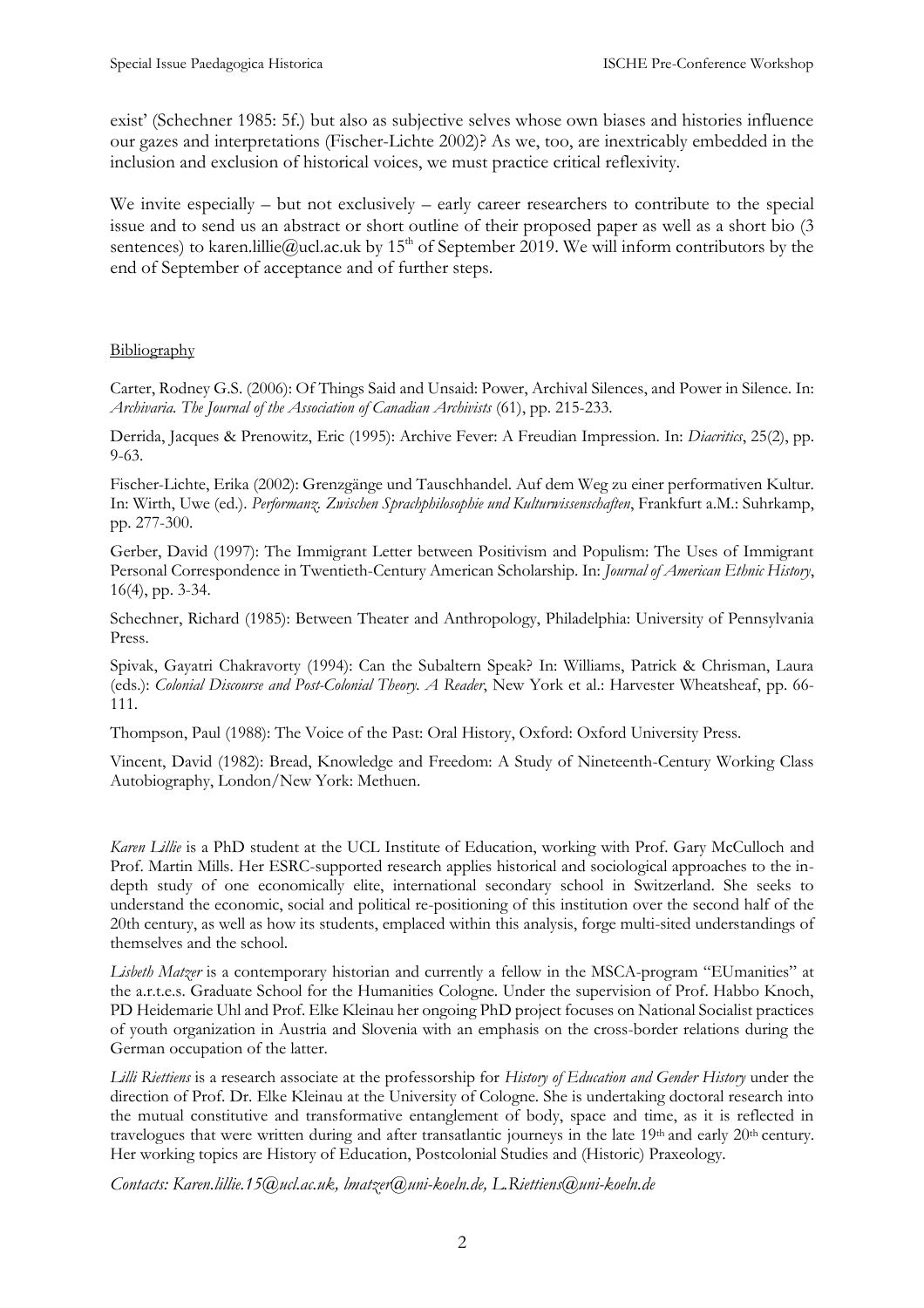exist' (Schechner 1985: 5f.) but also as subjective selves whose own biases and histories influence our gazes and interpretations (Fischer-Lichte 2002)? As we, too, are inextricably embedded in the inclusion and exclusion of historical voices, we must practice critical reflexivity.

We invite especially – but not exclusively – early career researchers to contribute to the special issue and to send us an abstract or short outline of their proposed paper as well as a short bio (3 sentences) to karen.lillie@ucl.ac.uk by 15th of September 2019. We will inform contributors by the end of September of acceptance and of further steps.

## Bibliography

Carter, Rodney G.S. (2006): Of Things Said and Unsaid: Power, Archival Silences, and Power in Silence. In: *Archivaria. The Journal of the Association of Canadian Archivists* (61), pp. 215-233.

Derrida, Jacques & Prenowitz, Eric (1995): Archive Fever: A Freudian Impression. In: *Diacritics*, 25(2), pp. 9-63.

Fischer-Lichte, Erika (2002): Grenzgänge und Tauschhandel. Auf dem Weg zu einer performativen Kultur. In: Wirth, Uwe (ed.). *Performanz. Zwischen Sprachphilosophie und Kulturwissenschaften*, Frankfurt a.M.: Suhrkamp, pp. 277-300.

Gerber, David (1997): The Immigrant Letter between Positivism and Populism: The Uses of Immigrant Personal Correspondence in Twentieth-Century American Scholarship. In: *Journal of American Ethnic History*, 16(4), pp. 3-34.

Schechner, Richard (1985): Between Theater and Anthropology, Philadelphia: University of Pennsylvania Press.

Spivak, Gayatri Chakravorty (1994): Can the Subaltern Speak? In: Williams, Patrick & Chrisman, Laura (eds.): *Colonial Discourse and Post-Colonial Theory. A Reader*, New York et al.: Harvester Wheatsheaf, pp. 66-111.

Thompson, Paul (1988): The Voice of the Past: Oral History, Oxford: Oxford University Press.

Vincent, David (1982): Bread, Knowledge and Freedom: A Study of Nineteenth-Century Working Class Autobiography, London/New York: Methuen.

*Karen Lillie* is a PhD student at the UCL Institute of Education, working with Prof. Gary McCulloch and Prof. Martin Mills. Her ESRC-supported research applies historical and sociological approaches to the in-depth study of one economically elite, international secondary school in Switzerland. She seeks to understand the economic, social and political re-positioning of this institution over the second half of the 20th century, as well as how its students, emplaced within this analysis, forge multi-sited understandings of themselves and the school.

*Lisbeth Matzer* is a contemporary historian and currently a fellow in the MSCA-program "EUmanities" at the a.r.t.e.s. Graduate School for the Humanities Cologne. Under the supervision of Prof. Habbo Knoch, PD Heidemarie Uhl and Prof. Elke Kleinau her ongoing PhD project focuses on National Socialist practices of youth organization in Austria and Slovenia with an emphasis on the cross-border relations during the German occupation of the latter.

*Lilli Riettiens* is a research associate at the professorship for *History of Education and Gender History* under the direction of Prof. Dr. Elke Kleinau at the University of Cologne. She is undertaking doctoral research into the mutual constitutive and transformative entanglement of body, space and time, as it is reflected in travelogues that were written during and after transatlantic journeys in the late 19th and early 20th century. Her working topics are History of Education, Postcolonial Studies and (Historic) Praxeology.

*Contacts: Karen.lillie.15@ucl.ac.uk, lmatzer@uni-koeln.de, L.Riettiens@uni-koeln.de*